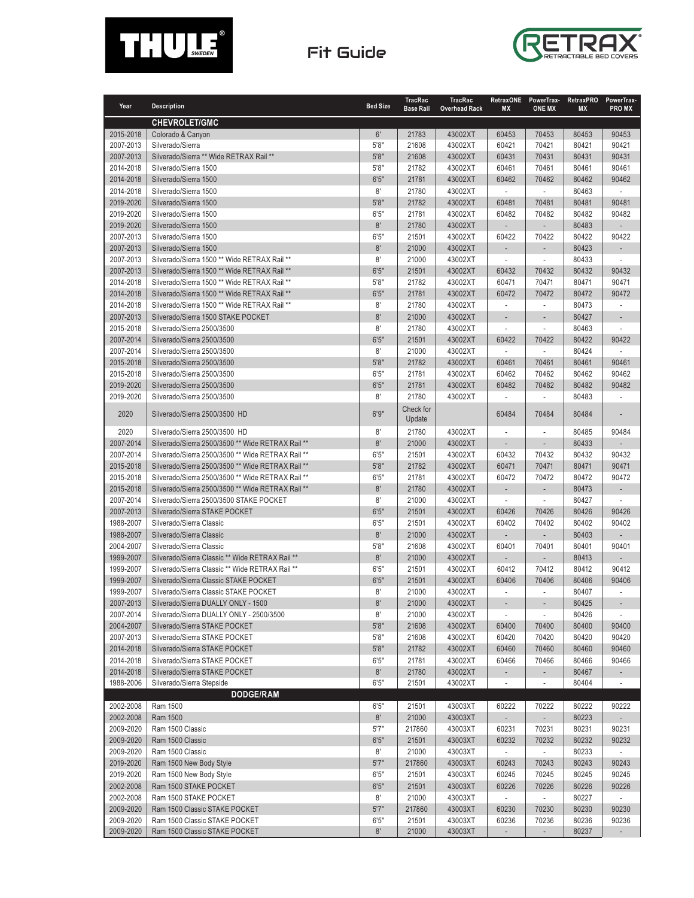THULE SWEDEN

# Fit Guide

RETRAX RETRACTABLE BED COVERS

| Year | Description | Bed Size | TracRac Base Rail | TracRac Overhead Rack | RetraxONE MX | PowerTrax-ONE MX | RetraxPRO MX | PowerTrax-PRO MX |
|---|---|---|---|---|---|---|---|---|
| | **CHEVROLET/GMC** | | | | | | | |
| 2015-2018 | Colorado & Canyon | 6' | 21783 | 43002XT | 60453 | 70453 | 80453 | 90453 |
| 2007-2013 | Silverado/Sierra | 5'8" | 21608 | 43002XT | 60421 | 70421 | 80421 | 90421 |
| 2007-2013 | Silverado/Sierra ** Wide RETRAX Rail ** | 5'8" | 21608 | 43002XT | 60431 | 70431 | 80431 | 90431 |
| 2014-2018 | Silverado/Sierra 1500 | 5'8" | 21782 | 43002XT | 60461 | 70461 | 80461 | 90461 |
| 2014-2018 | Silverado/Sierra 1500 | 6'5" | 21781 | 43002XT | 60462 | 70462 | 80462 | 90462 |
| 2014-2018 | Silverado/Sierra 1500 | 8' | 21780 | 43002XT | - | - | 80463 | - |
| 2019-2020 | Silverado/Sierra 1500 | 5'8" | 21782 | 43002XT | 60481 | 70481 | 80481 | 90481 |
| 2019-2020 | Silverado/Sierra 1500 | 6'5" | 21781 | 43002XT | 60482 | 70482 | 80482 | 90482 |
| 2019-2020 | Silverado/Sierra 1500 | 8' | 21780 | 43002XT | - | - | 80483 | - |
| 2007-2013 | Silverado/Sierra 1500 | 6'5" | 21501 | 43002XT | 60422 | 70422 | 80422 | 90422 |
| 2007-2013 | Silverado/Sierra 1500 | 8' | 21000 | 43002XT | - | - | 80423 | - |
| 2007-2013 | Silverado/Sierra 1500 ** Wide RETRAX Rail ** | 8' | 21000 | 43002XT | - | - | 80433 | - |
| 2007-2013 | Silverado/Sierra 1500 ** Wide RETRAX Rail ** | 6'5" | 21501 | 43002XT | 60432 | 70432 | 80432 | 90432 |
| 2014-2018 | Silverado/Sierra 1500 ** Wide RETRAX Rail ** | 5'8" | 21782 | 43002XT | 60471 | 70471 | 80471 | 90471 |
| 2014-2018 | Silverado/Sierra 1500 ** Wide RETRAX Rail ** | 6'5" | 21781 | 43002XT | 60472 | 70472 | 80472 | 90472 |
| 2014-2018 | Silverado/Sierra 1500 ** Wide RETRAX Rail ** | 8' | 21780 | 43002XT | - | - | 80473 | - |
| 2007-2013 | Silverado/Sierra 1500 STAKE POCKET | 8' | 21000 | 43002XT | - | - | 80427 | - |
| 2015-2018 | Silverado/Sierra 2500/3500 | 8' | 21780 | 43002XT | - | - | 80463 | - |
| 2007-2014 | Silverado/Sierra 2500/3500 | 6'5" | 21501 | 43002XT | 60422 | 70422 | 80422 | 90422 |
| 2007-2014 | Silverado/Sierra 2500/3500 | 8' | 21000 | 43002XT | - | - | 80424 | - |
| 2015-2018 | Silverado/Sierra 2500/3500 | 5'8" | 21782 | 43002XT | 60461 | 70461 | 80461 | 90461 |
| 2015-2018 | Silverado/Sierra 2500/3500 | 6'5" | 21781 | 43002XT | 60462 | 70462 | 80462 | 90462 |
| 2019-2020 | Silverado/Sierra 2500/3500 | 6'5" | 21781 | 43002XT | 60482 | 70482 | 80482 | 90482 |
| 2019-2020 | Silverado/Sierra 2500/3500 | 8' | 21780 | 43002XT | - | - | 80483 | - |
| 2020 | Silverado/Sierra 2500/3500 HD | 6'9" | Check for Update | | 60484 | 70484 | 80484 | - |
| 2020 | Silverado/Sierra 2500/3500 HD | 8' | 21780 | 43002XT | - | - | 80485 | 90484 |
| 2007-2014 | Silverado/Sierra 2500/3500 ** Wide RETRAX Rail ** | 8' | 21000 | 43002XT | - | - | 80433 | - |
| 2007-2014 | Silverado/Sierra 2500/3500 ** Wide RETRAX Rail ** | 6'5" | 21501 | 43002XT | 60432 | 70432 | 80432 | 90432 |
| 2015-2018 | Silverado/Sierra 2500/3500 ** Wide RETRAX Rail ** | 5'8" | 21782 | 43002XT | 60471 | 70471 | 80471 | 90471 |
| 2015-2018 | Silverado/Sierra 2500/3500 ** Wide RETRAX Rail ** | 6'5" | 21781 | 43002XT | 60472 | 70472 | 80472 | 90472 |
| 2015-2018 | Silverado/Sierra 2500/3500 ** Wide RETRAX Rail ** | 8' | 21780 | 43002XT | - | - | 80473 | - |
| 2007-2014 | Silverado/Sierra 2500/3500 STAKE POCKET | 8' | 21000 | 43002XT | - | - | 80427 | - |
| 2007-2013 | Silverado/Sierra STAKE POCKET | 6'5" | 21501 | 43002XT | 60426 | 70426 | 80426 | 90426 |
| 1988-2007 | Silverado/Sierra Classic | 6'5" | 21501 | 43002XT | 60402 | 70402 | 80402 | 90402 |
| 1988-2007 | Silverado/Sierra Classic | 8' | 21000 | 43002XT | - | - | 80403 | - |
| 2004-2007 | Silverado/Sierra Classic | 5'8" | 21608 | 43002XT | 60401 | 70401 | 80401 | 90401 |
| 1999-2007 | Silverado/Sierra Classic ** Wide RETRAX Rail ** | 8' | 21000 | 43002XT | - | - | 80413 | - |
| 1999-2007 | Silverado/Sierra Classic ** Wide RETRAX Rail ** | 6'5" | 21501 | 43002XT | 60412 | 70412 | 80412 | 90412 |
| 1999-2007 | Silverado/Sierra Classic STAKE POCKET | 6'5" | 21501 | 43002XT | 60406 | 70406 | 80406 | 90406 |
| 1999-2007 | Silverado/Sierra Classic STAKE POCKET | 8' | 21000 | 43002XT | - | - | 80407 | - |
| 2007-2013 | Silverado/Sierra DUALLY ONLY - 1500 | 8' | 21000 | 43002XT | - | - | 80425 | - |
| 2007-2014 | Silverado/Sierra DUALLY ONLY - 2500/3500 | 8' | 21000 | 43002XT | - | - | 80426 | - |
| 2004-2007 | Silverado/Sierra STAKE POCKET | 5'8" | 21608 | 43002XT | 60400 | 70400 | 80400 | 90400 |
| 2007-2013 | Silverado/Sierra STAKE POCKET | 5'8" | 21608 | 43002XT | 60420 | 70420 | 80420 | 90420 |
| 2014-2018 | Silverado/Sierra STAKE POCKET | 5'8" | 21782 | 43002XT | 60460 | 70460 | 80460 | 90460 |
| 2014-2018 | Silverado/Sierra STAKE POCKET | 6'5" | 21781 | 43002XT | 60466 | 70466 | 80466 | 90466 |
| 2014-2018 | Silverado/Sierra STAKE POCKET | 8' | 21780 | 43002XT | - | - | 80467 | - |
| 1988-2006 | Silverado/Sierra Stepside | 6'5" | 21501 | 43002XT | - | - | 80404 | - |
| | **DODGE/RAM** | | | | | | | |
| 2002-2008 | Ram 1500 | 6'5" | 21501 | 43003XT | 60222 | 70222 | 80222 | 90222 |
| 2002-2008 | Ram 1500 | 8' | 21000 | 43003XT | - | - | 80223 | - |
| 2009-2020 | Ram 1500 Classic | 5'7" | 217860 | 43003XT | 60231 | 70231 | 80231 | 90231 |
| 2009-2020 | Ram 1500 Classic | 6'5" | 21501 | 43003XT | 60232 | 70232 | 80232 | 90232 |
| 2009-2020 | Ram 1500 Classic | 8' | 21000 | 43003XT | - | - | 80233 | - |
| 2019-2020 | Ram 1500 New Body Style | 5'7" | 217860 | 43003XT | 60243 | 70243 | 80243 | 90243 |
| 2019-2020 | Ram 1500 New Body Style | 6'5" | 21501 | 43003XT | 60245 | 70245 | 80245 | 90245 |
| 2002-2008 | Ram 1500 STAKE POCKET | 6'5" | 21501 | 43003XT | 60226 | 70226 | 80226 | 90226 |
| 2002-2008 | Ram 1500 STAKE POCKET | 8' | 21000 | 43003XT | - | - | 80227 | - |
| 2009-2020 | Ram 1500 Classic STAKE POCKET | 5'7" | 217860 | 43003XT | 60230 | 70230 | 80230 | 90230 |
| 2009-2020 | Ram 1500 Classic STAKE POCKET | 6'5" | 21501 | 43003XT | 60236 | 70236 | 80236 | 90236 |
| 2009-2020 | Ram 1500 Classic STAKE POCKET | 8' | 21000 | 43003XT | - | - | 80237 | - |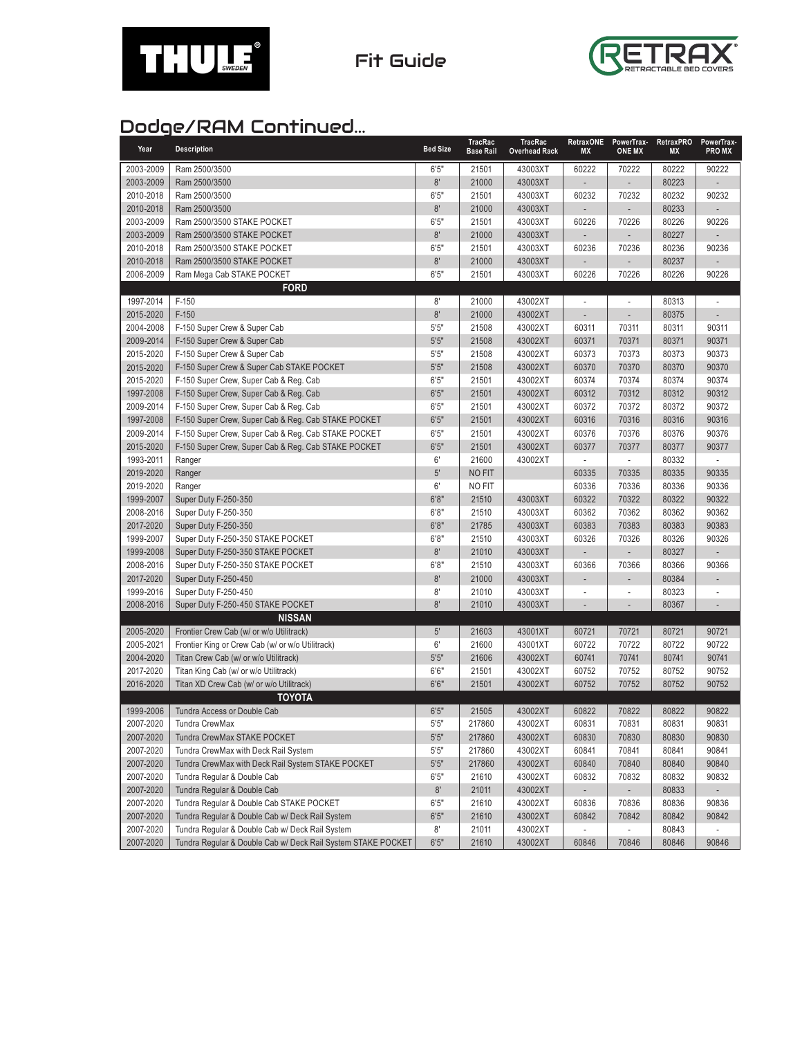Fit Guide

## Dodge/RAM Continued...

| Year | Description | Bed Size | TracRac Base Rail | TracRac Overhead Rack | RetraxONE MX | PowerTrax-ONE MX | RetraxPRO MX | PowerTrax-PRO MX |
|---|---|---|---|---|---|---|---|---|
| 2003-2009 | Ram 2500/3500 | 6'5" | 21501 | 43003XT | 60222 | 70222 | 80222 | 90222 |
| 2003-2009 | Ram 2500/3500 | 8' | 21000 | 43003XT | - | - | 80223 | - |
| 2010-2018 | Ram 2500/3500 | 6'5" | 21501 | 43003XT | 60232 | 70232 | 80232 | 90232 |
| 2010-2018 | Ram 2500/3500 | 8' | 21000 | 43003XT | - | - | 80233 | - |
| 2003-2009 | Ram 2500/3500 STAKE POCKET | 6'5" | 21501 | 43003XT | 60226 | 70226 | 80226 | 90226 |
| 2003-2009 | Ram 2500/3500 STAKE POCKET | 8' | 21000 | 43003XT | - | - | 80227 | - |
| 2010-2018 | Ram 2500/3500 STAKE POCKET | 6'5" | 21501 | 43003XT | 60236 | 70236 | 80236 | 90236 |
| 2010-2018 | Ram 2500/3500 STAKE POCKET | 8' | 21000 | 43003XT | - | - | 80237 | - |
| 2006-2009 | Ram Mega Cab STAKE POCKET | 6'5" | 21501 | 43003XT | 60226 | 70226 | 80226 | 90226 |
| | **FORD** | | | | | | | |
| 1997-2014 | F-150 | 8' | 21000 | 43002XT | - | - | 80313 | - |
| 2015-2020 | F-150 | 8' | 21000 | 43002XT | - | - | 80375 | - |
| 2004-2008 | F-150 Super Crew & Super Cab | 5'5" | 21508 | 43002XT | 60311 | 70311 | 80311 | 90311 |
| 2009-2014 | F-150 Super Crew & Super Cab | 5'5" | 21508 | 43002XT | 60371 | 70371 | 80371 | 90371 |
| 2015-2020 | F-150 Super Crew & Super Cab | 5'5" | 21508 | 43002XT | 60373 | 70373 | 80373 | 90373 |
| 2015-2020 | F-150 Super Crew & Super Cab STAKE POCKET | 5'5" | 21508 | 43002XT | 60370 | 70370 | 80370 | 90370 |
| 2015-2020 | F-150 Super Crew, Super Cab & Reg. Cab | 6'5" | 21501 | 43002XT | 60374 | 70374 | 80374 | 90374 |
| 1997-2008 | F-150 Super Crew, Super Cab & Reg. Cab | 6'5" | 21501 | 43002XT | 60312 | 70312 | 80312 | 90312 |
| 2009-2014 | F-150 Super Crew, Super Cab & Reg. Cab | 6'5" | 21501 | 43002XT | 60372 | 70372 | 80372 | 90372 |
| 1997-2008 | F-150 Super Crew, Super Cab & Reg. Cab STAKE POCKET | 6'5" | 21501 | 43002XT | 60316 | 70316 | 80316 | 90316 |
| 2009-2014 | F-150 Super Crew, Super Cab & Reg. Cab STAKE POCKET | 6'5" | 21501 | 43002XT | 60376 | 70376 | 80376 | 90376 |
| 2015-2020 | F-150 Super Crew, Super Cab & Reg. Cab STAKE POCKET | 6'5" | 21501 | 43002XT | 60377 | 70377 | 80377 | 90377 |
| 1993-2011 | Ranger | 6' | 21600 | 43002XT | - | - | 80332 | - |
| 2019-2020 | Ranger | 5' | NO FIT | | 60335 | 70335 | 80335 | 90335 |
| 2019-2020 | Ranger | 6' | NO FIT | | 60336 | 70336 | 80336 | 90336 |
| 1999-2007 | Super Duty F-250-350 | 6'8" | 21510 | 43003XT | 60322 | 70322 | 80322 | 90322 |
| 2008-2016 | Super Duty F-250-350 | 6'8" | 21510 | 43003XT | 60362 | 70362 | 80362 | 90362 |
| 2017-2020 | Super Duty F-250-350 | 6'8" | 21785 | 43003XT | 60383 | 70383 | 80383 | 90383 |
| 1999-2007 | Super Duty F-250-350 STAKE POCKET | 6'8" | 21510 | 43003XT | 60326 | 70326 | 80326 | 90326 |
| 1999-2008 | Super Duty F-250-350 STAKE POCKET | 8' | 21010 | 43003XT | - | - | 80327 | - |
| 2008-2016 | Super Duty F-250-350 STAKE POCKET | 6'8" | 21510 | 43003XT | 60366 | 70366 | 80366 | 90366 |
| 2017-2020 | Super Duty F-250-450 | 8' | 21000 | 43003XT | - | - | 80384 | - |
| 1999-2016 | Super Duty F-250-450 | 8' | 21010 | 43003XT | - | - | 80323 | - |
| 2008-2016 | Super Duty F-250-450 STAKE POCKET | 8' | 21010 | 43003XT | - | - | 80367 | - |
| | **NISSAN** | | | | | | | |
| 2005-2020 | Frontier Crew Cab (w/ or w/o Utilitrack) | 5' | 21603 | 43001XT | 60721 | 70721 | 80721 | 90721 |
| 2005-2021 | Frontier King or Crew Cab (w/ or w/o Utilitrack) | 6' | 21600 | 43001XT | 60722 | 70722 | 80722 | 90722 |
| 2004-2020 | Titan Crew Cab (w/ or w/o Utilitrack) | 5'5" | 21606 | 43002XT | 60741 | 70741 | 80741 | 90741 |
| 2017-2020 | Titan King Cab (w/ or w/o Utilitrack) | 6'6" | 21501 | 43002XT | 60752 | 70752 | 80752 | 90752 |
| 2016-2020 | Titan XD Crew Cab (w/ or w/o Utilitrack) | 6'6" | 21501 | 43002XT | 60752 | 70752 | 80752 | 90752 |
| | **TOYOTA** | | | | | | | |
| 1999-2006 | Tundra Access or Double Cab | 6'5" | 21505 | 43002XT | 60822 | 70822 | 80822 | 90822 |
| 2007-2020 | Tundra CrewMax | 5'5" | 217860 | 43002XT | 60831 | 70831 | 80831 | 90831 |
| 2007-2020 | Tundra CrewMax STAKE POCKET | 5'5" | 217860 | 43002XT | 60830 | 70830 | 80830 | 90830 |
| 2007-2020 | Tundra CrewMax with Deck Rail System | 5'5" | 217860 | 43002XT | 60841 | 70841 | 80841 | 90841 |
| 2007-2020 | Tundra CrewMax with Deck Rail System STAKE POCKET | 5'5" | 217860 | 43002XT | 60840 | 70840 | 80840 | 90840 |
| 2007-2020 | Tundra Regular & Double Cab | 6'5" | 21610 | 43002XT | 60832 | 70832 | 80832 | 90832 |
| 2007-2020 | Tundra Regular & Double Cab | 8' | 21011 | 43002XT | - | - | 80833 | - |
| 2007-2020 | Tundra Regular & Double Cab STAKE POCKET | 6'5" | 21610 | 43002XT | 60836 | 70836 | 80836 | 90836 |
| 2007-2020 | Tundra Regular & Double Cab w/ Deck Rail System | 6'5" | 21610 | 43002XT | 60842 | 70842 | 80842 | 90842 |
| 2007-2020 | Tundra Regular & Double Cab w/ Deck Rail System | 8' | 21011 | 43002XT | - | - | 80843 | - |
| 2007-2020 | Tundra Regular & Double Cab w/ Deck Rail System STAKE POCKET | 6'5" | 21610 | 43002XT | 60846 | 70846 | 80846 | 90846 |